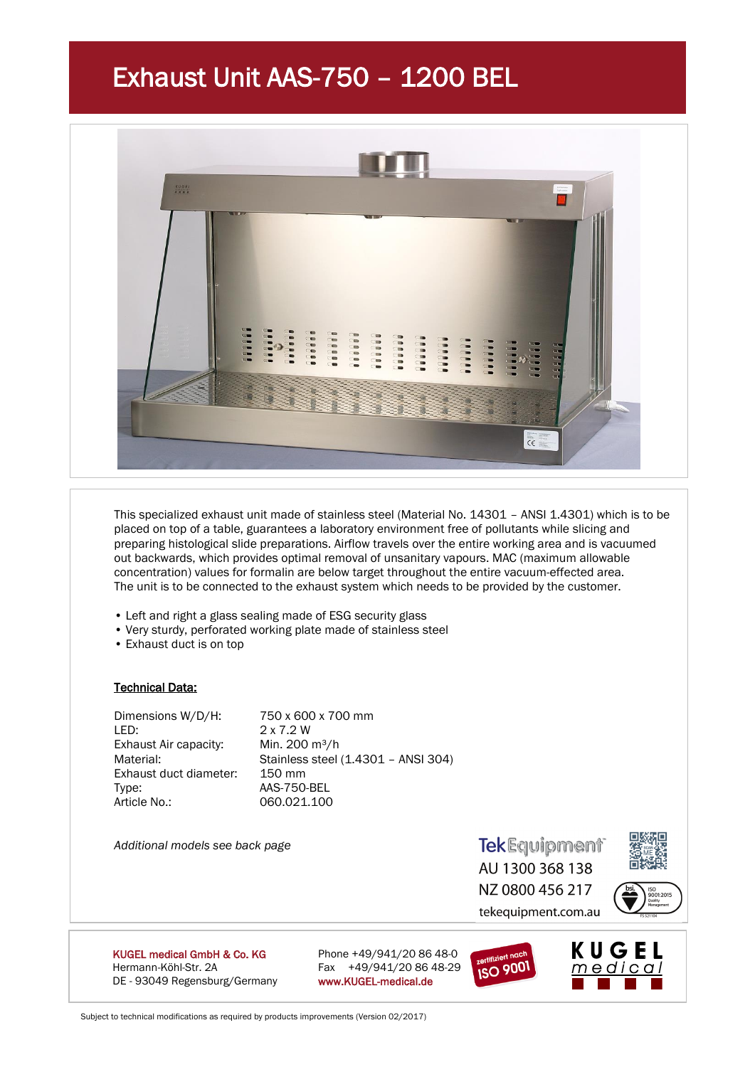# Exhaust Unit AAS-750 – 1200 BEL

This specialized exhaust unit made of stainless steel (Material No. 14301 – ANSI 1.4301) which is to be placed on top of a table, guarantees a laboratory environment free of pollutants while slicing and preparing histological slide preparations. Airflow travels over the entire working area and is vacuumed out backwards, which provides optimal removal of unsanitary vapours. MAC (maximum allowable concentration) values for formalin are below target throughout the entire vacuum-effected area. The unit is to be connected to the exhaust system which needs to be provided by the customer.

- Left and right a glass sealing made of ESG security glass
- Very sturdy, perforated working plate made of stainless steel
- Exhaust duct is on top

**Technical Data:**

| | |
|---|---|
| Dimensions W/D/H: | 750 x 600 x 700 mm |
| LED: | 2 x 7.2 W |
| Exhaust Air capacity: | Min. 200 $m^3$/h |
| Material: | Stainless steel (1.4301 – ANSI 304) |
| Exhaust duct diameter: | 150 mm |
| Type: | AAS-750-BEL |
| Article No.: | 060.021.100 |

*Additional models see back page*

TekEquipment
AU 1300 368 138
NZ 0800 456 217
tekequipment.com.au

**KUGEL medical GmbH & Co. KG**
Hermann-Köhl-Str. 2A
DE - 93049 Regensburg/Germany

Phone +49/941/20 86 48-0
Fax +49/941/20 86 48-29
www.KUGEL-medical.de

zertifiziert nach ISO 9001

KUGEL medical

Subject to technical modifications as required by products improvements (Version 02/2017)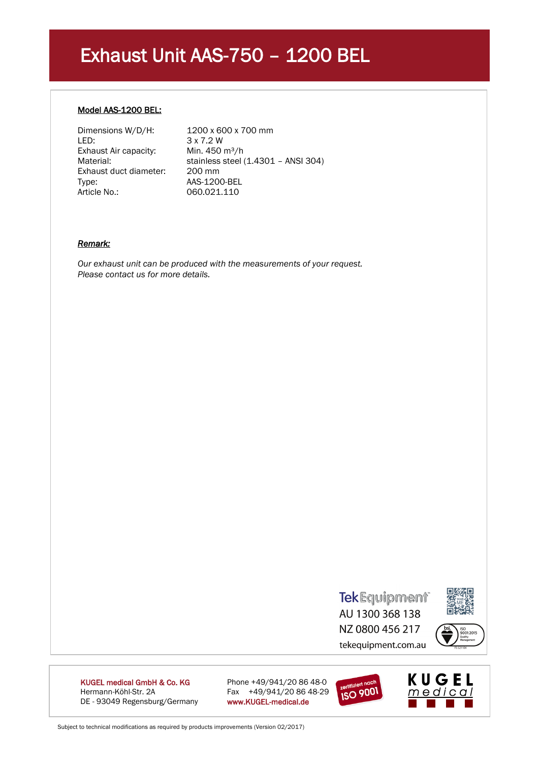# Exhaust Unit AAS-750 – 1200 BEL

**Model AAS-1200 BEL:**

| | |
|---|---|
| Dimensions W/D/H: | 1200 x 600 x 700 mm |
| LED: | 3 x 7.2 W |
| Exhaust Air capacity: | Min. 450 m³/h |
| Material: | stainless steel (1.4301 – ANSI 304) |
| Exhaust duct diameter: | 200 mm |
| Type: | AAS-1200-BEL |
| Article No.: | 060.021.110 |

***Remark:***

*Our exhaust unit can be produced with the measurements of your request.*
*Please contact us for more details.*

TekEquipment
AU 1300 368 138
NZ 0800 456 217
tekequipment.com.au

KUGEL medical GmbH & Co. KG
Hermann-Köhl-Str. 2A
DE - 93049 Regensburg/Germany

Phone +49/941/20 86 48-0
Fax +49/941/20 86 48-29
www.KUGEL-medical.de

zertifiziert nach ISO 9001

KUGEL medical

Subject to technical modifications as required by products improvements (Version 02/2017)